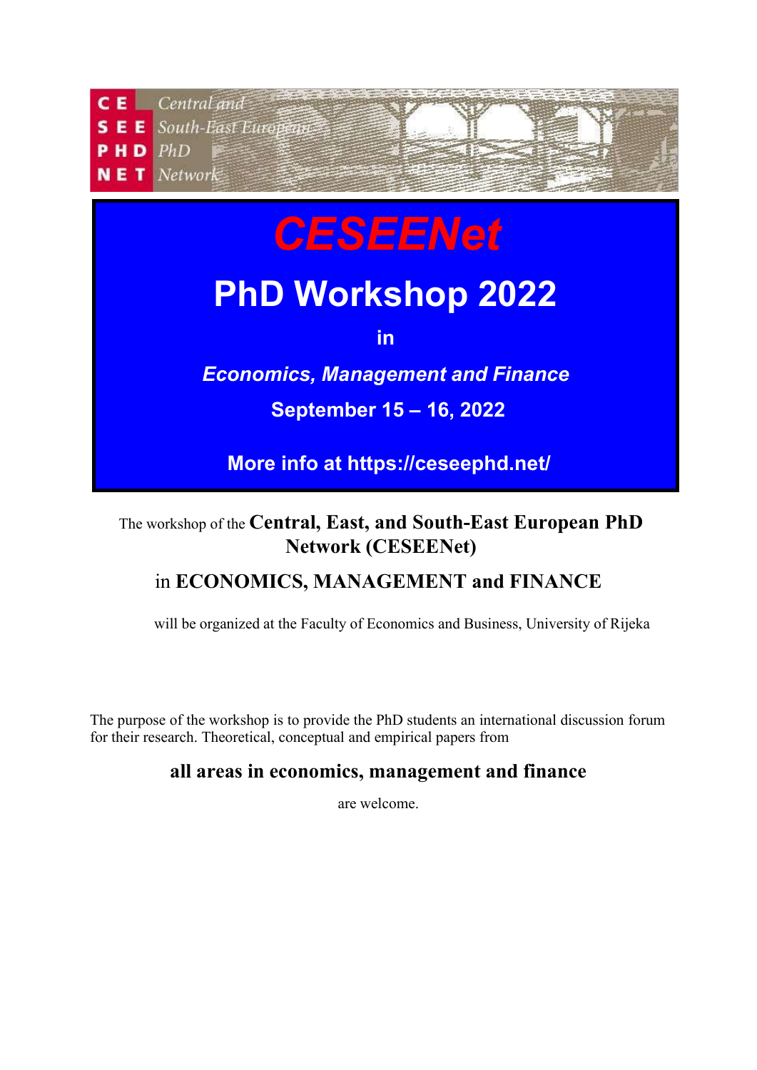CE SEE PHD NET *Central and South-East European PhD Network*

# *CESEENet*

# PhD Workshop 2022

**in**

***Economics, Management and Finance***

**September 15 – 16, 2022**

**More info at https://ceseephd.net/**

The workshop of the **Central, East, and South-East European PhD Network (CESEENet)**

## in ECONOMICS, MANAGEMENT and FINANCE

will be organized at the Faculty of Economics and Business, University of Rijeka

The purpose of the workshop is to provide the PhD students an international discussion forum for their research. Theoretical, conceptual and empirical papers from

**all areas in economics, management and finance**

are welcome.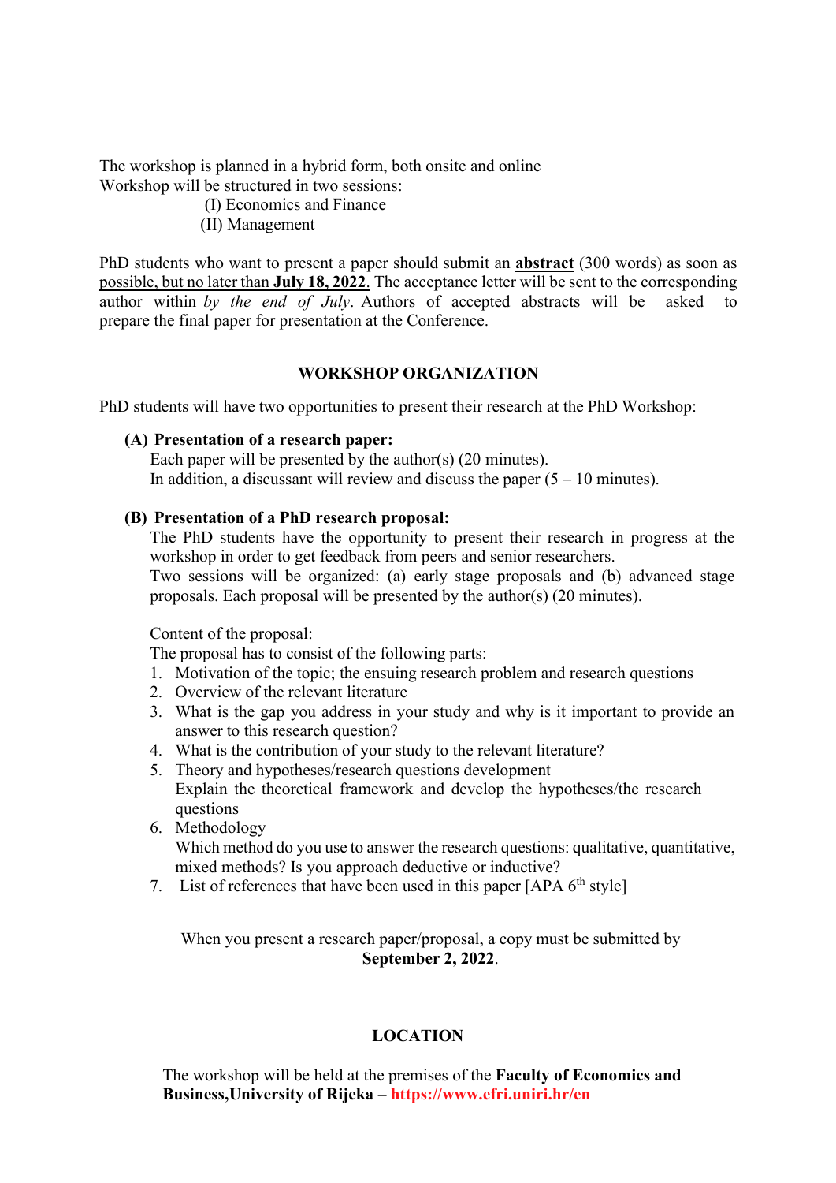The workshop is planned in a hybrid form, both onsite and online
Workshop will be structured in two sessions:

(I) Economics and Finance
(II) Management

PhD students who want to present a paper should submit an **abstract** (300 words) as soon as possible, but no later than **July 18, 2022**. The acceptance letter will be sent to the corresponding author within *by the end of July*. Authors of accepted abstracts will be asked to prepare the final paper for presentation at the Conference.

## WORKSHOP ORGANIZATION

PhD students will have two opportunities to present their research at the PhD Workshop:

**(A) Presentation of a research paper:**

Each paper will be presented by the author(s) (20 minutes).
In addition, a discussant will review and discuss the paper (5 – 10 minutes).

**(B) Presentation of a PhD research proposal:**

The PhD students have the opportunity to present their research in progress at the workshop in order to get feedback from peers and senior researchers.
Two sessions will be organized: (a) early stage proposals and (b) advanced stage proposals. Each proposal will be presented by the author(s) (20 minutes).

Content of the proposal:
The proposal has to consist of the following parts:

1. Motivation of the topic; the ensuing research problem and research questions
2. Overview of the relevant literature
3. What is the gap you address in your study and why is it important to provide an answer to this research question?
4. What is the contribution of your study to the relevant literature?
5. Theory and hypotheses/research questions development
   Explain the theoretical framework and develop the hypotheses/the research questions
6. Methodology
   Which method do you use to answer the research questions: qualitative, quantitative, mixed methods? Is you approach deductive or inductive?
7. List of references that have been used in this paper [APA 6th style]

When you present a research paper/proposal, a copy must be submitted by **September 2, 2022**.

## LOCATION

The workshop will be held at the premises of the **Faculty of Economics and Business,University of Rijeka – https://www.efri.uniri.hr/en**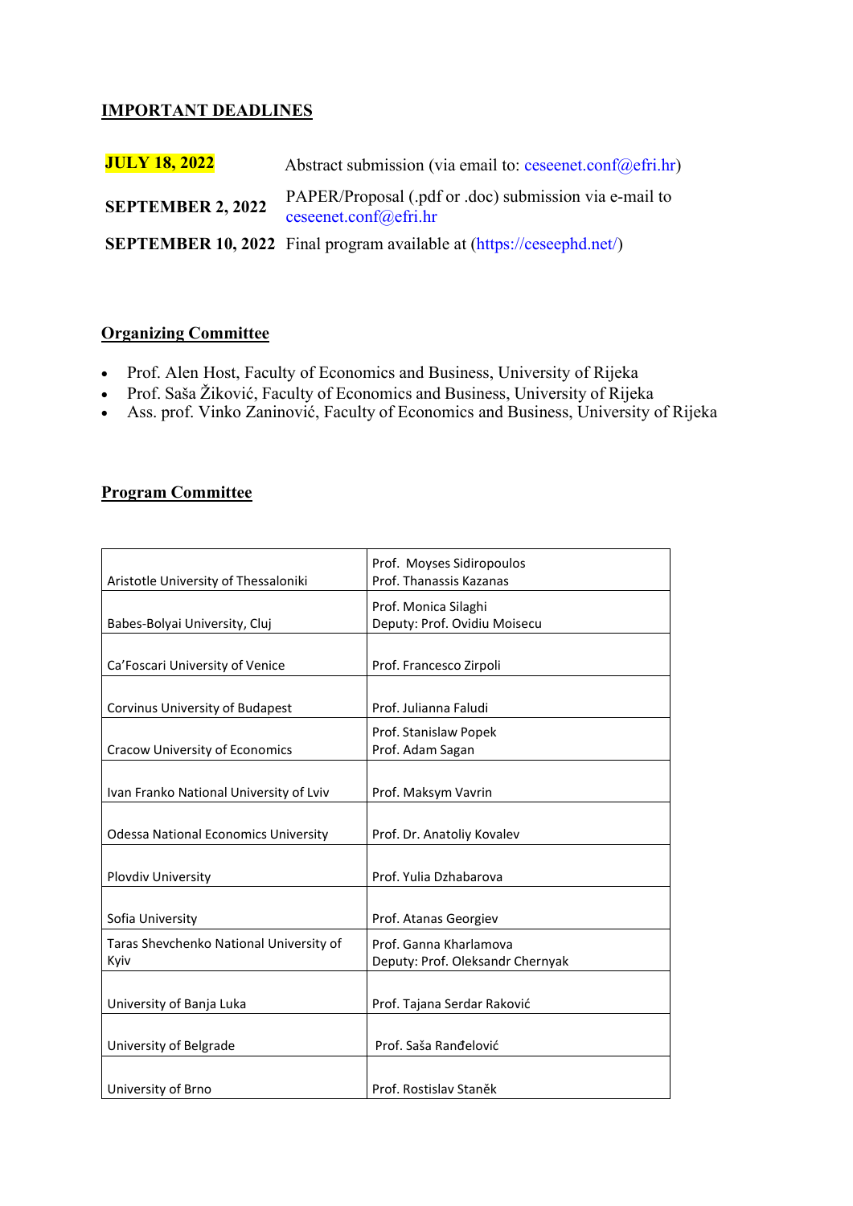## IMPORTANT DEADLINES

| | |
|---|---|
| **JULY 18, 2022** | Abstract submission (via email to: ceseenet.conf@efri.hr) |
| **SEPTEMBER 2, 2022** | PAPER/Proposal (.pdf or .doc) submission via e-mail to ceseenet.conf@efri.hr |
| **SEPTEMBER 10, 2022** | Final program available at (https://ceseephd.net/) |

## Organizing Committee

- Prof. Alen Host, Faculty of Economics and Business, University of Rijeka
- Prof. Saša Žiković, Faculty of Economics and Business, University of Rijeka
- Ass. prof. Vinko Zaninović, Faculty of Economics and Business, University of Rijeka

## Program Committee

| | |
|---|---|
| Aristotle University of Thessaloniki | Prof. Moyses Sidiropoulos<br>Prof. Thanassis Kazanas |
| Babes-Bolyai University, Cluj | Prof. Monica Silaghi<br>Deputy: Prof. Ovidiu Moisecu |
| Ca'Foscari University of Venice | Prof. Francesco Zirpoli |
| Corvinus University of Budapest | Prof. Julianna Faludi |
| Cracow University of Economics | Prof. Stanislaw Popek<br>Prof. Adam Sagan |
| Ivan Franko National University of Lviv | Prof. Maksym Vavrin |
| Odessa National Economics University | Prof. Dr. Anatoliy Kovalev |
| Plovdiv University | Prof. Yulia Dzhabarova |
| Sofia University | Prof. Atanas Georgiev |
| Taras Shevchenko National University of Kyiv | Prof. Ganna Kharlamova<br>Deputy: Prof. Oleksandr Chernyak |
| University of Banja Luka | Prof. Tajana Serdar Raković |
| University of Belgrade | Prof. Saša Ranđelović |
| University of Brno | Prof. Rostislav Staněk |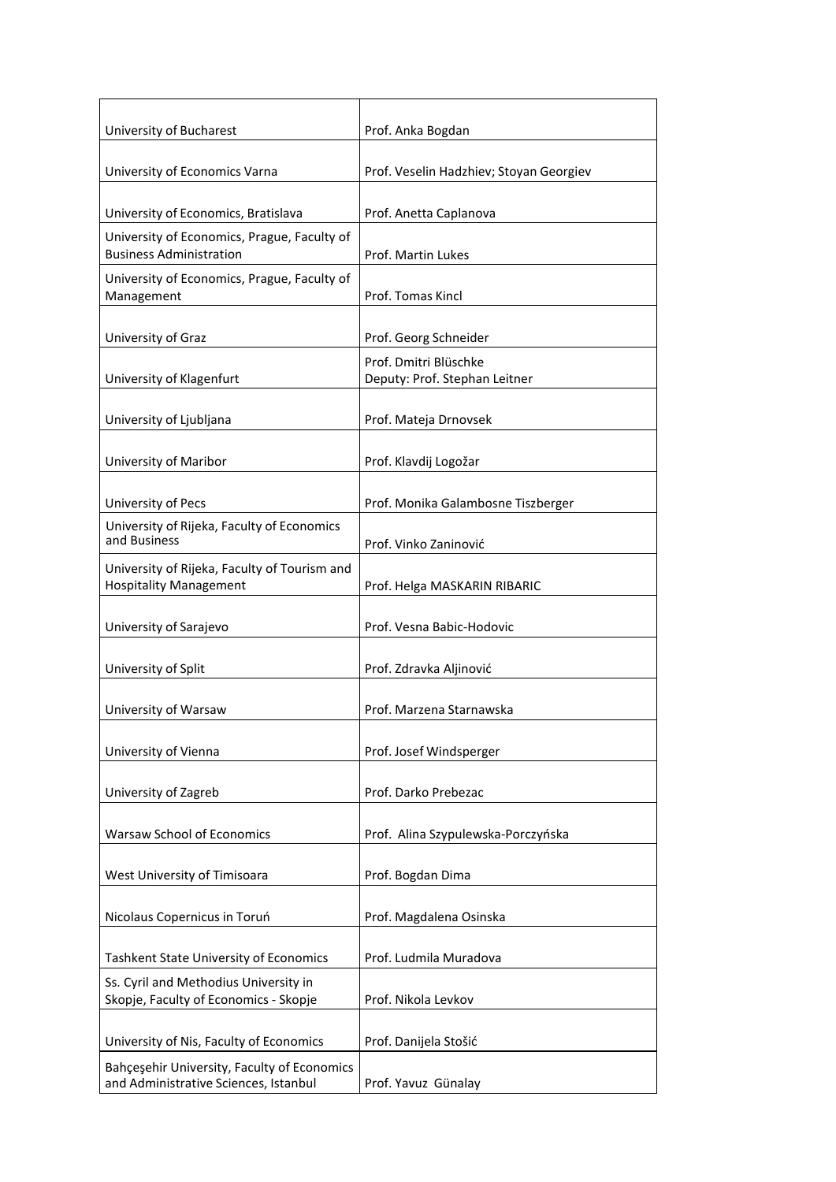| | |
|---|---|
| University of Bucharest | Prof. Anka Bogdan |
| University of Economics Varna | Prof. Veselin Hadzhiev; Stoyan Georgiev |
| University of Economics, Bratislava | Prof. Anetta Caplanova |
| University of Economics, Prague, Faculty of Business Administration | Prof. Martin Lukes |
| University of Economics, Prague, Faculty of Management | Prof. Tomas Kincl |
| University of Graz | Prof. Georg Schneider |
| University of Klagenfurt | Prof. Dmitri Blüschke<br>Deputy: Prof. Stephan Leitner |
| University of Ljubljana | Prof. Mateja Drnovsek |
| University of Maribor | Prof. Klavdij Logožar |
| University of Pecs | Prof. Monika Galambosne Tiszberger |
| University of Rijeka, Faculty of Economics and Business | Prof. Vinko Zaninović |
| University of Rijeka, Faculty of Tourism and Hospitality Management | Prof. Helga MASKARIN RIBARIC |
| University of Sarajevo | Prof. Vesna Babic-Hodovic |
| University of Split | Prof. Zdravka Aljinović |
| University of Warsaw | Prof. Marzena Starnawska |
| University of Vienna | Prof. Josef Windsperger |
| University of Zagreb | Prof. Darko Prebezac |
| Warsaw School of Economics | Prof. Alina Szypulewska-Porczyńska |
| West University of Timisoara | Prof. Bogdan Dima |
| Nicolaus Copernicus in Toruń | Prof. Magdalena Osinska |
| Tashkent State University of Economics | Prof. Ludmila Muradova |
| Ss. Cyril and Methodius University in Skopje, Faculty of Economics - Skopje | Prof. Nikola Levkov |
| University of Nis, Faculty of Economics | Prof. Danijela Stošić |
| Bahçeşehir University, Faculty of Economics and Administrative Sciences, Istanbul | Prof. Yavuz Günalay |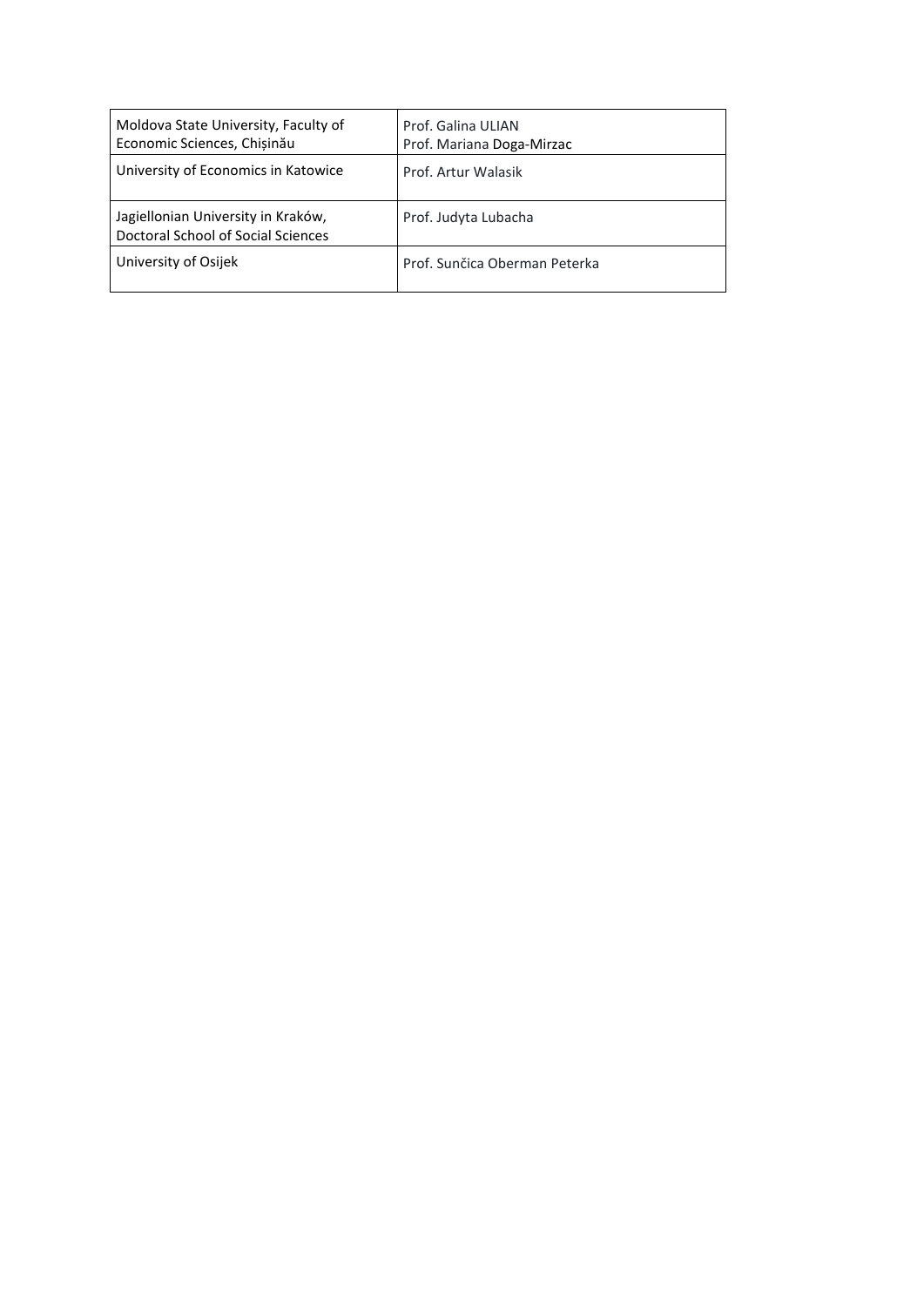| | |
|---|---|
| Moldova State University, Faculty of Economic Sciences, Chișinău | Prof. Galina ULIAN<br>Prof. Mariana Doga-Mirzac |
| University of Economics in Katowice | Prof. Artur Walasik |
| Jagiellonian University in Kraków, Doctoral School of Social Sciences | Prof. Judyta Lubacha |
| University of Osijek | Prof. Sunčica Oberman Peterka |